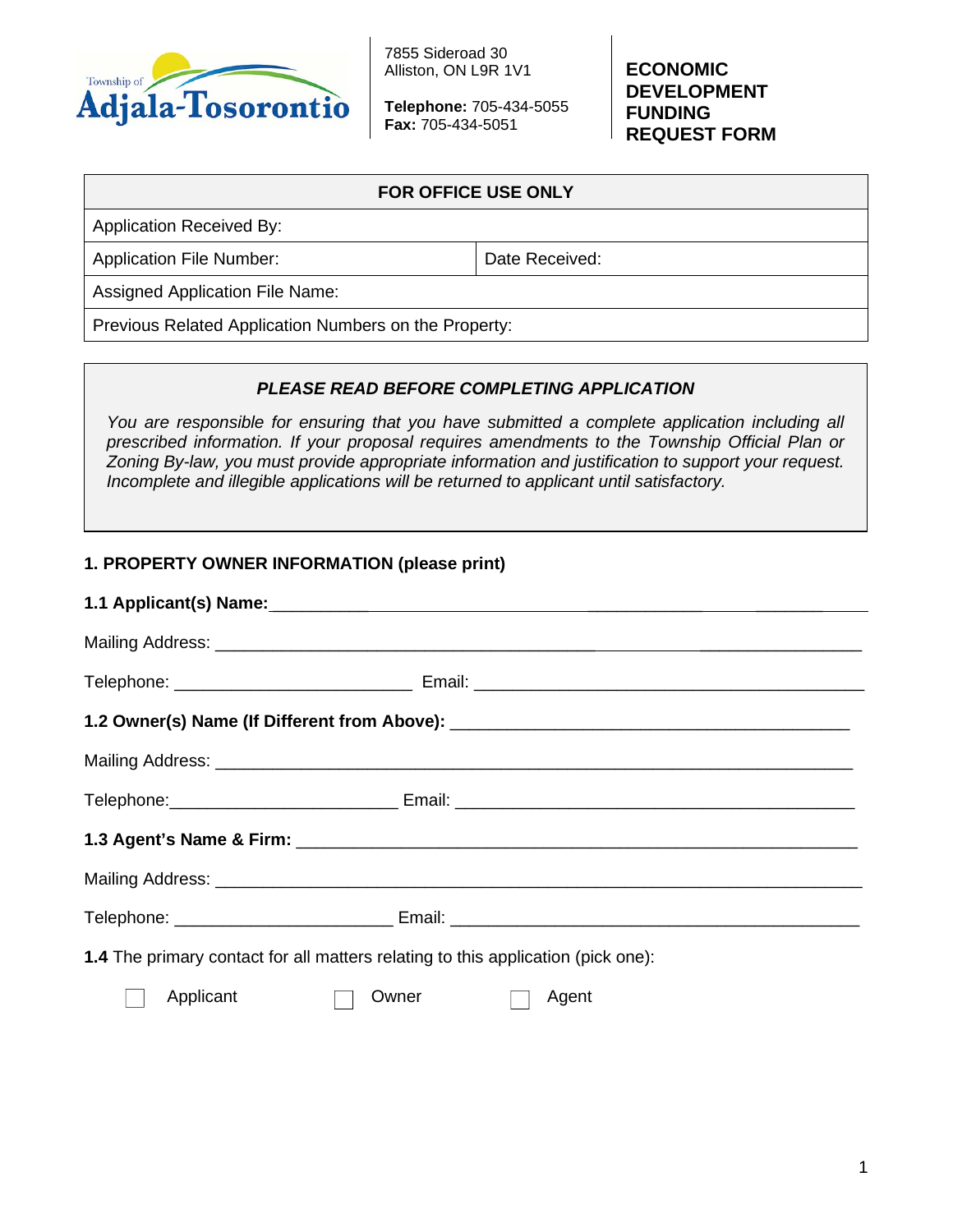Township of Adjala-Tosorontio

7855 Sideroad 30
Alliston, ON L9R 1V1

**Telephone:** 705-434-5055
**Fax:** 705-434-5051

# ECONOMIC DEVELOPMENT FUNDING REQUEST FORM

| FOR OFFICE USE ONLY | |
|---|---|
| Application Received By: | |
| Application File Number: | Date Received: |
| Assigned Application File Name: | |
| Previous Related Application Numbers on the Property: | |

***PLEASE READ BEFORE COMPLETING APPLICATION***

*You are responsible for ensuring that you have submitted a complete application including all prescribed information. If your proposal requires amendments to the Township Official Plan or Zoning By-law, you must provide appropriate information and justification to support your request. Incomplete and illegible applications will be returned to applicant until satisfactory.*

## 1. PROPERTY OWNER INFORMATION (please print)

**1.1 Applicant(s) Name:**______________________________________________

Mailing Address: ______________________________________________

Telephone: _________________________ Email: _________________________

**1.2 Owner(s) Name (If Different from Above):** _________________________

Mailing Address: ______________________________________________

Telephone:_________________________ Email: _________________________

**1.3 Agent's Name & Firm:** ______________________________________________

Mailing Address: ______________________________________________

Telephone: _________________________ Email: _________________________

**1.4** The primary contact for all matters relating to this application (pick one):

☐ Applicant ☐ Owner ☐ Agent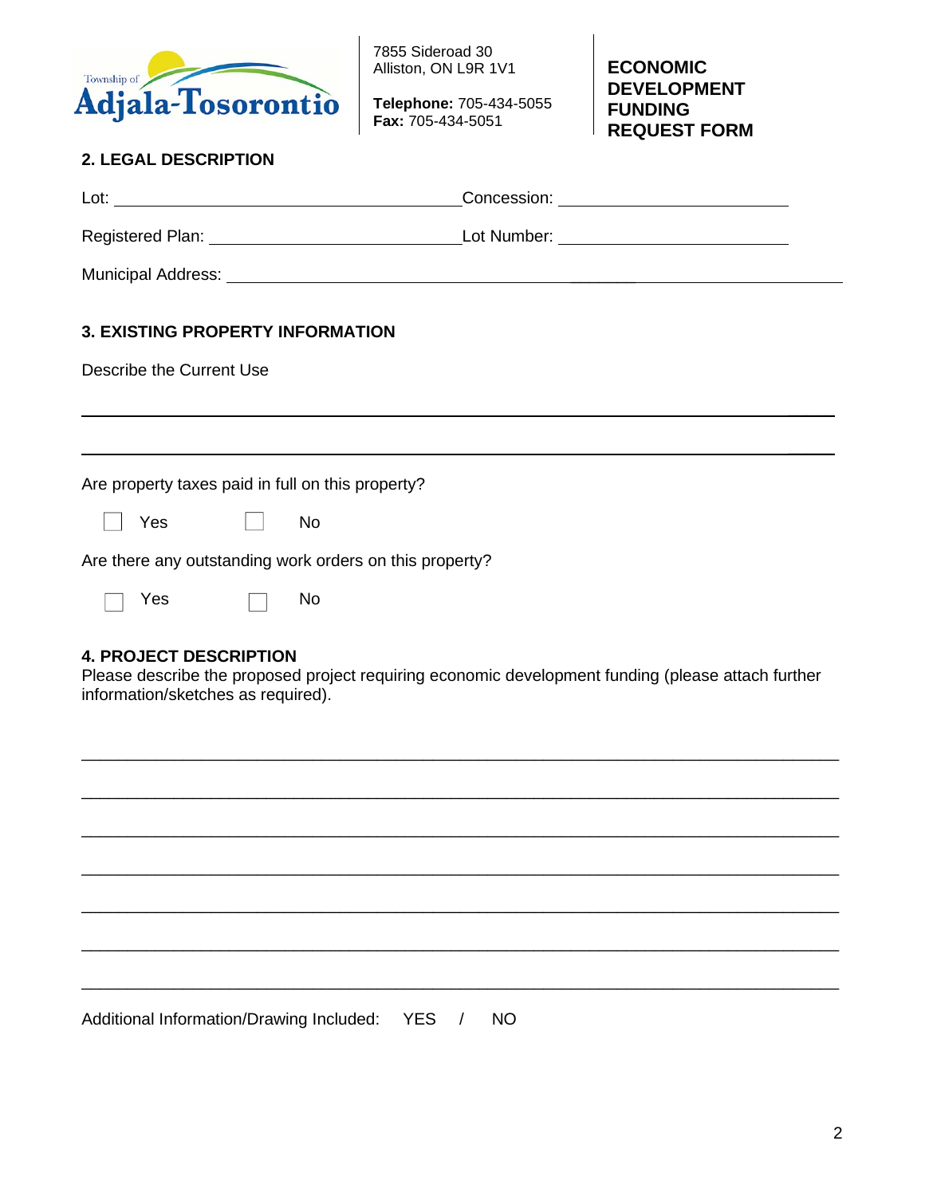Township of Adjala-Tosorontio

7855 Sideroad 30
Alliston, ON L9R 1V1

**Telephone:** 705-434-5055
**Fax:** 705-434-5051

**ECONOMIC DEVELOPMENT FUNDING REQUEST FORM**

## 2. LEGAL DESCRIPTION

Lot: ________________________________________ Concession: ______________________________

Registered Plan: ____________________________ Lot Number: ______________________________

Municipal Address: ________________________________________________________________

## 3. EXISTING PROPERTY INFORMATION

Describe the Current Use

______________________________________________________________________________

______________________________________________________________________________

Are property taxes paid in full on this property?

☐ Yes ☐ No

Are there any outstanding work orders on this property?

☐ Yes ☐ No

## 4. PROJECT DESCRIPTION

Please describe the proposed project requiring economic development funding (please attach further information/sketches as required).

______________________________________________________________________________

______________________________________________________________________________

______________________________________________________________________________

______________________________________________________________________________

______________________________________________________________________________

______________________________________________________________________________

______________________________________________________________________________

Additional Information/Drawing Included: YES / NO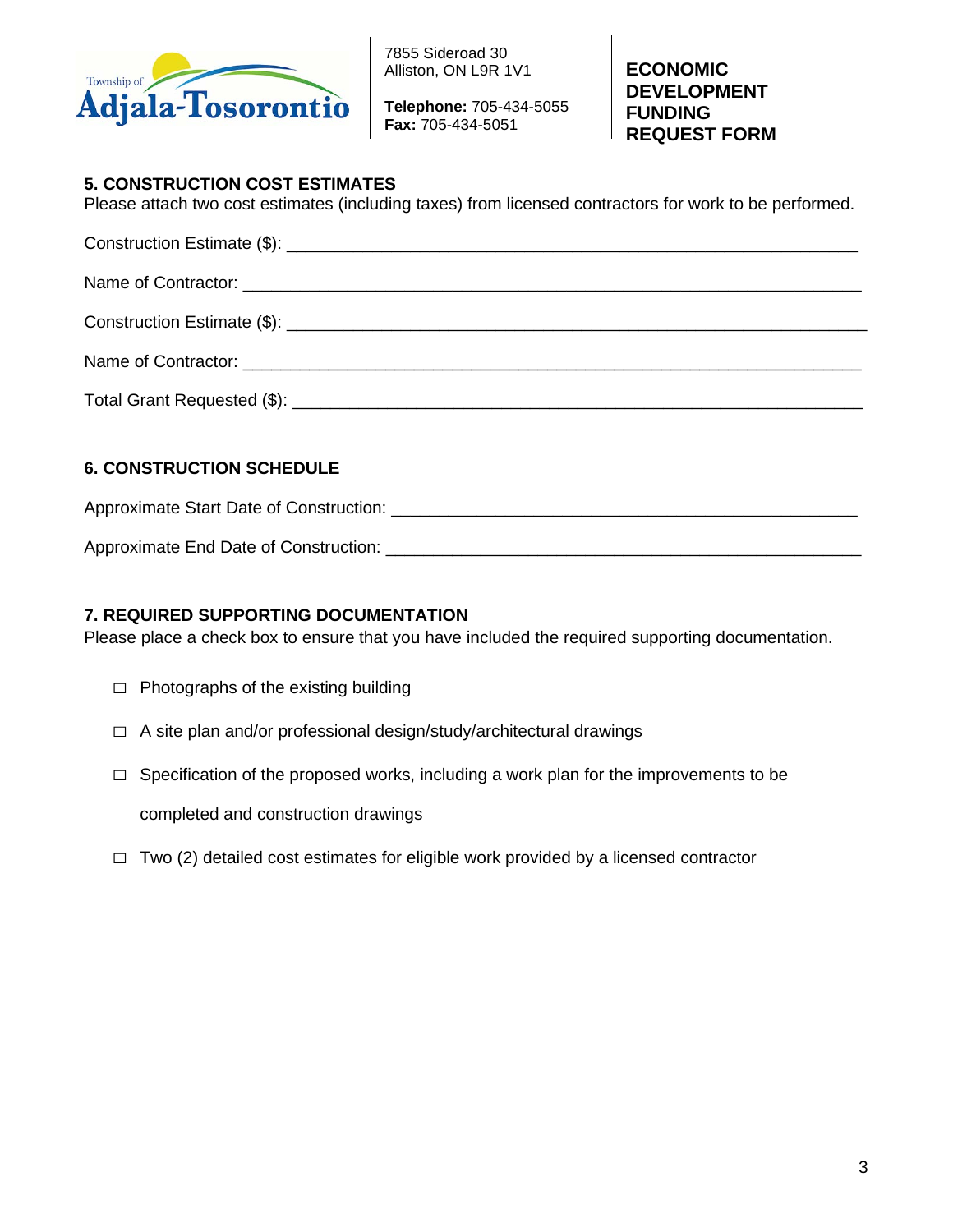Township of Adjala-Tosorontio

7855 Sideroad 30
Alliston, ON L9R 1V1

**Telephone:** 705-434-5055
**Fax:** 705-434-5051

**ECONOMIC DEVELOPMENT FUNDING REQUEST FORM**

## 5. CONSTRUCTION COST ESTIMATES

Please attach two cost estimates (including taxes) from licensed contractors for work to be performed.

Construction Estimate ($): ______________________________________________

Name of Contractor: ______________________________________________

Construction Estimate ($): ______________________________________________

Name of Contractor: ______________________________________________

Total Grant Requested ($): ______________________________________________

## 6. CONSTRUCTION SCHEDULE

Approximate Start Date of Construction: ____________________________________

Approximate End Date of Construction: ____________________________________

## 7. REQUIRED SUPPORTING DOCUMENTATION

Please place a check box to ensure that you have included the required supporting documentation.

- ☐ Photographs of the existing building
- ☐ A site plan and/or professional design/study/architectural drawings
- ☐ Specification of the proposed works, including a work plan for the improvements to be completed and construction drawings
- ☐ Two (2) detailed cost estimates for eligible work provided by a licensed contractor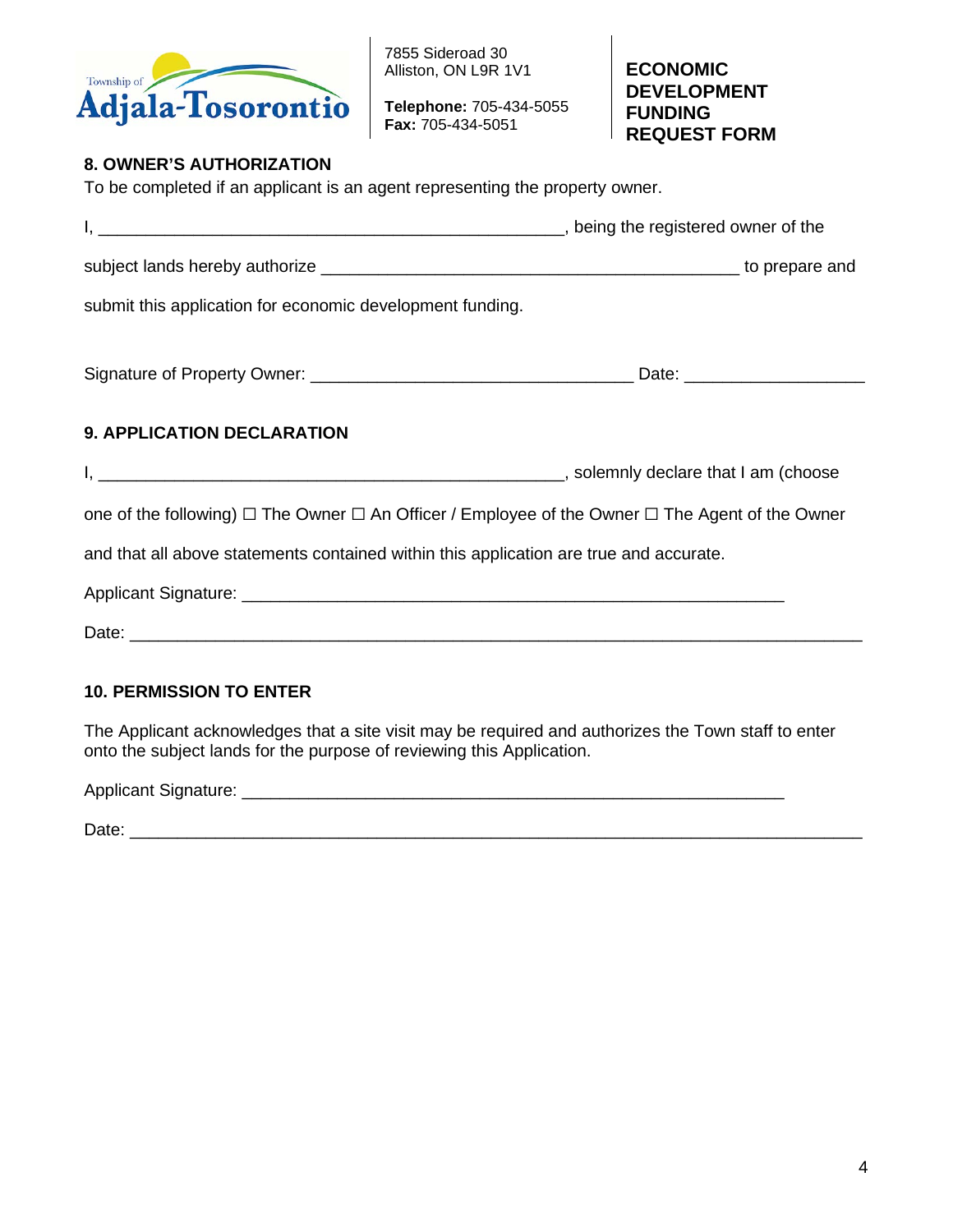7855 Sideroad 30
Alliston, ON L9R 1V1

**Telephone:** 705-434-5055
**Fax:** 705-434-5051

**ECONOMIC DEVELOPMENT FUNDING REQUEST FORM**

### 8. OWNER'S AUTHORIZATION

To be completed if an applicant is an agent representing the property owner.

I, __________________________________________________, being the registered owner of the subject lands hereby authorize _____________________________________________ to prepare and submit this application for economic development funding.

Signature of Property Owner: __________________________________ Date: ___________________

### 9. APPLICATION DECLARATION

I, __________________________________________________, solemnly declare that I am (choose one of the following) ☐ The Owner ☐ An Officer / Employee of the Owner ☐ The Agent of the Owner and that all above statements contained within this application are true and accurate.

Applicant Signature: __________________________________________________________

Date: ____________________________________________________________________________

### 10. PERMISSION TO ENTER

The Applicant acknowledges that a site visit may be required and authorizes the Town staff to enter onto the subject lands for the purpose of reviewing this Application.

Applicant Signature: __________________________________________________________

Date: ____________________________________________________________________________